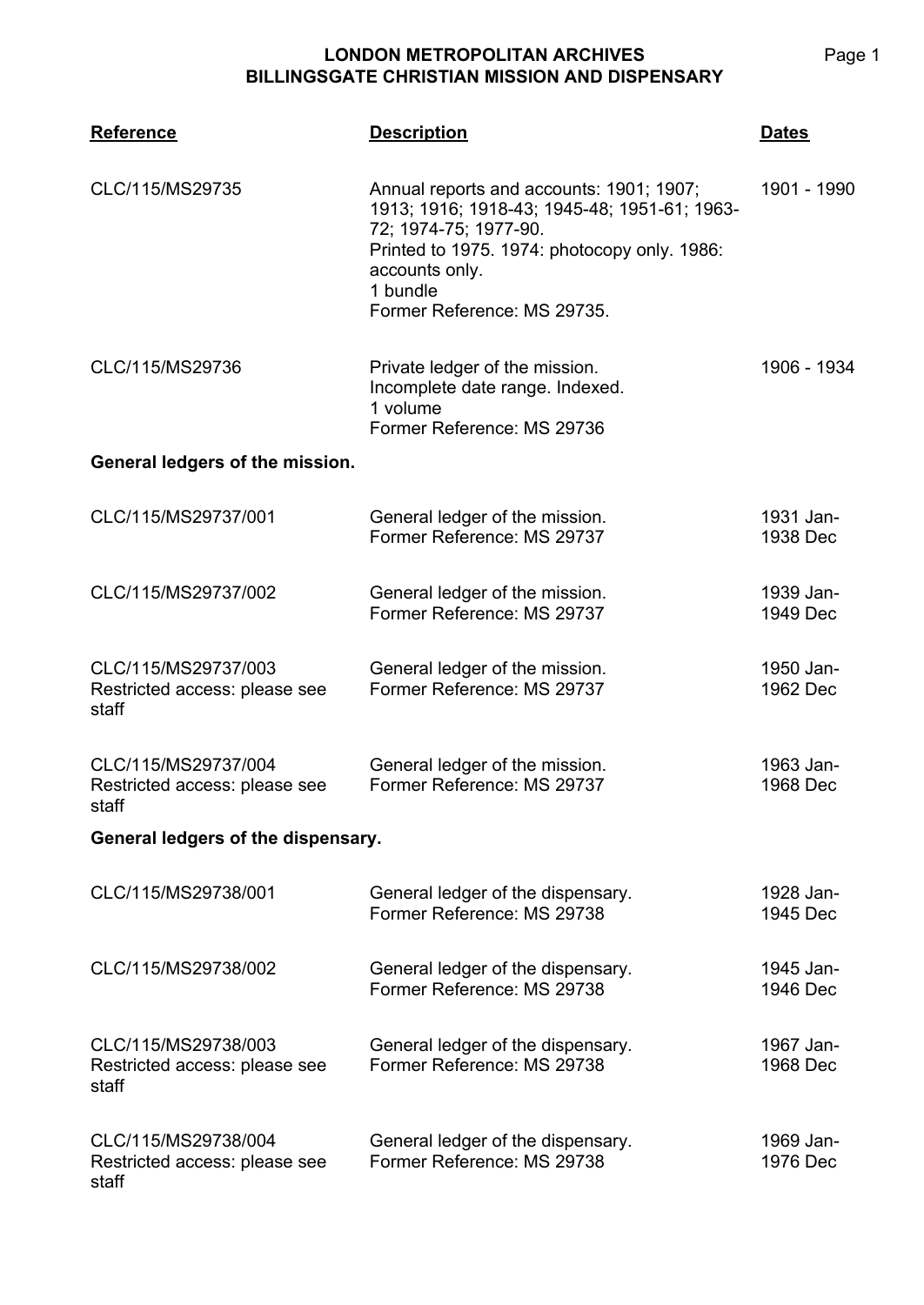# LONDON METROPOLITAN ARCHIVES
## BILLINGSGATE CHRISTIAN MISSION AND DISPENSARY

| Reference | Description | Dates |
|---|---|---|
| CLC/115/MS29735 | Annual reports and accounts: 1901; 1907; 1913; 1916; 1918-43; 1945-48; 1951-61; 1963-72; 1974-75; 1977-90.<br>Printed to 1975. 1974: photocopy only. 1986: accounts only.<br>1 bundle<br>Former Reference: MS 29735. | 1901 - 1990 |
| CLC/115/MS29736 | Private ledger of the mission.<br>Incomplete date range. Indexed.<br>1 volume<br>Former Reference: MS 29736 | 1906 - 1934 |

**General ledgers of the mission.**

| Reference | Description | Dates |
|---|---|---|
| CLC/115/MS29737/001 | General ledger of the mission.<br>Former Reference: MS 29737 | 1931 Jan-1938 Dec |
| CLC/115/MS29737/002 | General ledger of the mission.<br>Former Reference: MS 29737 | 1939 Jan-1949 Dec |
| CLC/115/MS29737/003<br>Restricted access: please see staff | General ledger of the mission.<br>Former Reference: MS 29737 | 1950 Jan-1962 Dec |
| CLC/115/MS29737/004<br>Restricted access: please see staff | General ledger of the mission.<br>Former Reference: MS 29737 | 1963 Jan-1968 Dec |

**General ledgers of the dispensary.**

| Reference | Description | Dates |
|---|---|---|
| CLC/115/MS29738/001 | General ledger of the dispensary.<br>Former Reference: MS 29738 | 1928 Jan-1945 Dec |
| CLC/115/MS29738/002 | General ledger of the dispensary.<br>Former Reference: MS 29738 | 1945 Jan-1946 Dec |
| CLC/115/MS29738/003<br>Restricted access: please see staff | General ledger of the dispensary.<br>Former Reference: MS 29738 | 1967 Jan-1968 Dec |
| CLC/115/MS29738/004<br>Restricted access: please see staff | General ledger of the dispensary.<br>Former Reference: MS 29738 | 1969 Jan-1976 Dec |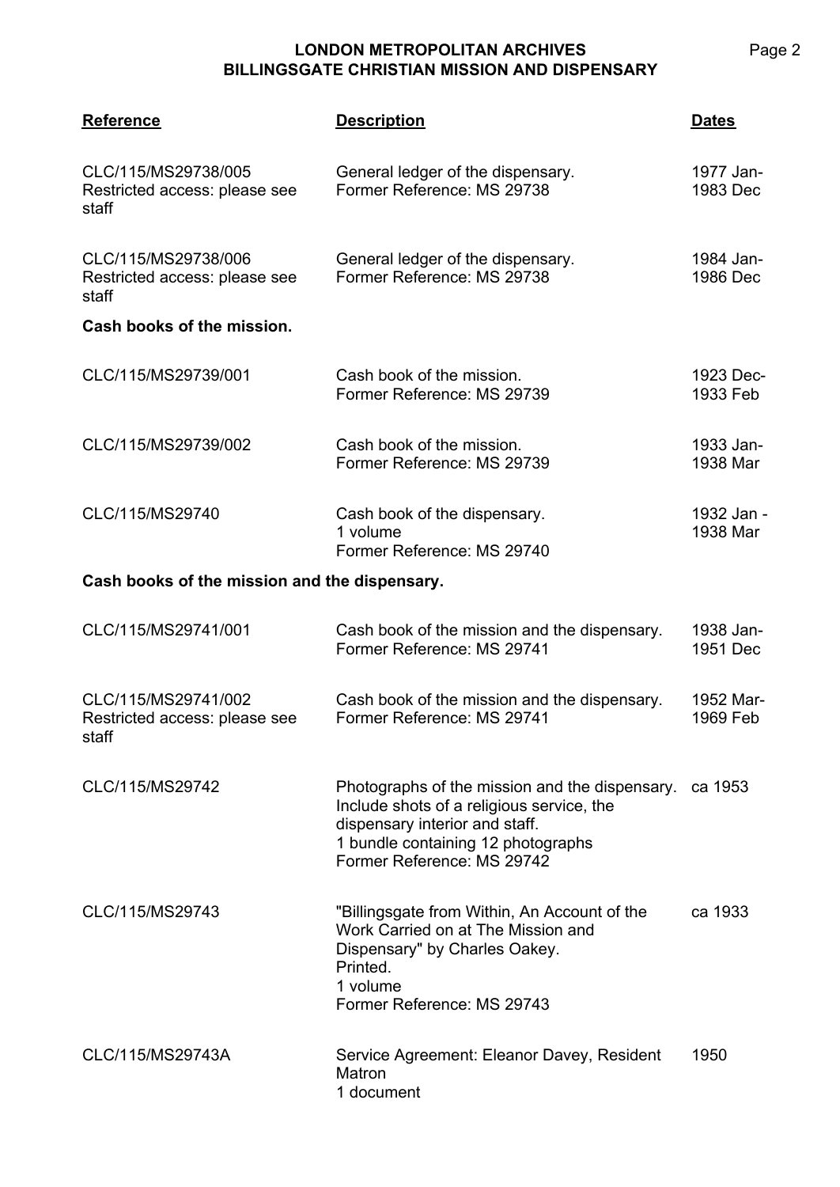| Reference | Description | Dates |
| --- | --- | --- |
| CLC/115/MS29738/005<br>Restricted access: please see staff | General ledger of the dispensary.<br>Former Reference: MS 29738 | 1977 Jan-1983 Dec |
| CLC/115/MS29738/006<br>Restricted access: please see staff | General ledger of the dispensary.<br>Former Reference: MS 29738 | 1984 Jan-1986 Dec |
| **Cash books of the mission.** | | |
| CLC/115/MS29739/001 | Cash book of the mission.<br>Former Reference: MS 29739 | 1923 Dec-1933 Feb |
| CLC/115/MS29739/002 | Cash book of the mission.<br>Former Reference: MS 29739 | 1933 Jan-1938 Mar |
| CLC/115/MS29740 | Cash book of the dispensary.<br>1 volume<br>Former Reference: MS 29740 | 1932 Jan - 1938 Mar |
| **Cash books of the mission and the dispensary.** | | |
| CLC/115/MS29741/001 | Cash book of the mission and the dispensary.<br>Former Reference: MS 29741 | 1938 Jan-1951 Dec |
| CLC/115/MS29741/002<br>Restricted access: please see staff | Cash book of the mission and the dispensary.<br>Former Reference: MS 29741 | 1952 Mar-1969 Feb |
| CLC/115/MS29742 | Photographs of the mission and the dispensary. Include shots of a religious service, the dispensary interior and staff.<br>1 bundle containing 12 photographs<br>Former Reference: MS 29742 | ca 1953 |
| CLC/115/MS29743 | "Billingsgate from Within, An Account of the Work Carried on at The Mission and Dispensary" by Charles Oakey.<br>Printed.<br>1 volume<br>Former Reference: MS 29743 | ca 1933 |
| CLC/115/MS29743A | Service Agreement: Eleanor Davey, Resident Matron<br>1 document | 1950 |